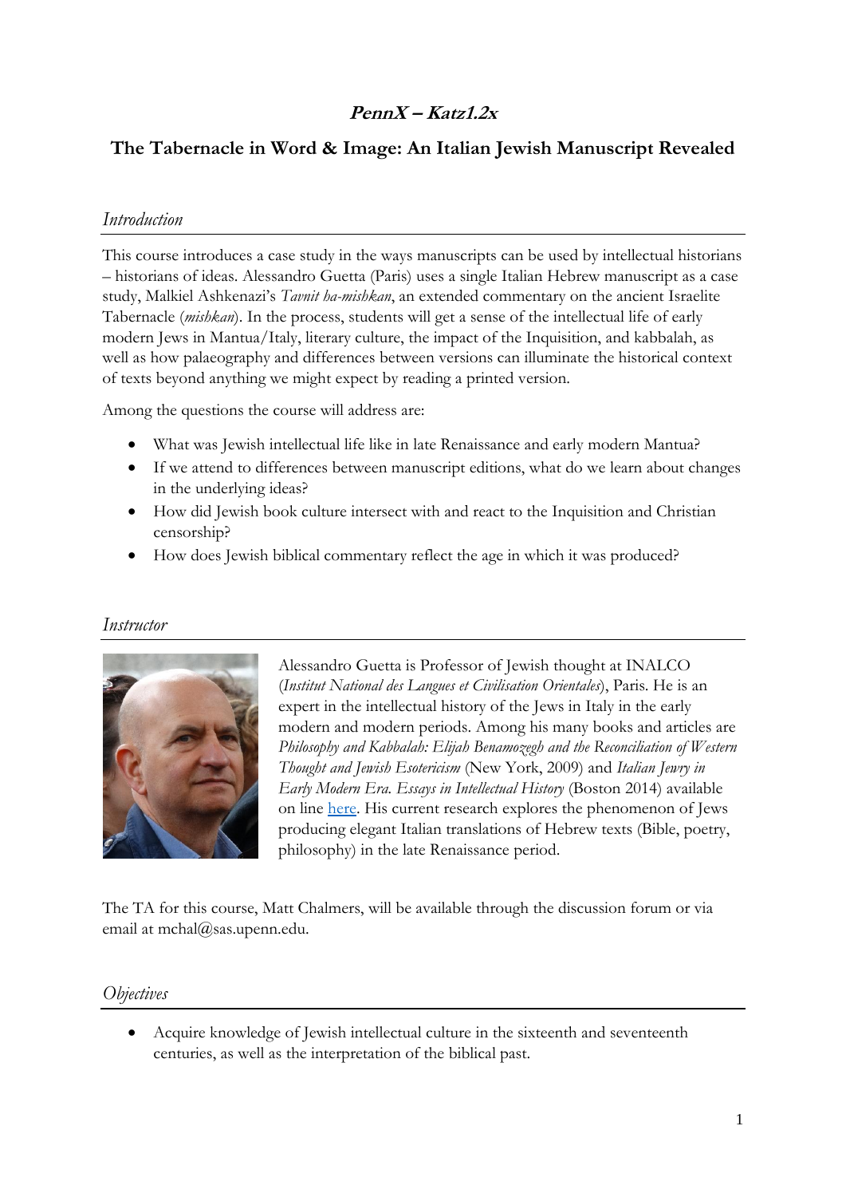# *PennX – Katz1.2x*

## The Tabernacle in Word & Image: An Italian Jewish Manuscript Revealed

### *Introduction*

This course introduces a case study in the ways manuscripts can be used by intellectual historians – historians of ideas. Alessandro Guetta (Paris) uses a single Italian Hebrew manuscript as a case study, Malkiel Ashkenazi's *Tavnit ha-mishkan*, an extended commentary on the ancient Israelite Tabernacle (*mishkan*). In the process, students will get a sense of the intellectual life of early modern Jews in Mantua/Italy, literary culture, the impact of the Inquisition, and kabbalah, as well as how palaeography and differences between versions can illuminate the historical context of texts beyond anything we might expect by reading a printed version.

Among the questions the course will address are:

- What was Jewish intellectual life like in late Renaissance and early modern Mantua?
- If we attend to differences between manuscript editions, what do we learn about changes in the underlying ideas?
- How did Jewish book culture intersect with and react to the Inquisition and Christian censorship?
- How does Jewish biblical commentary reflect the age in which it was produced?

### *Instructor*

Alessandro Guetta is Professor of Jewish thought at INALCO (*Institut National des Langues et Civilisation Orientales*), Paris. He is an expert in the intellectual history of the Jews in Italy in the early modern and modern periods. Among his many books and articles are *Philosophy and Kabbalah: Elijah Benamozegh and the Reconciliation of Western Thought and Jewish Esotericism* (New York, 2009) and *Italian Jewry in Early Modern Era. Essays in Intellectual History* (Boston 2014) available on line [here](). His current research explores the phenomenon of Jews producing elegant Italian translations of Hebrew texts (Bible, poetry, philosophy) in the late Renaissance period.

The TA for this course, Matt Chalmers, will be available through the discussion forum or via email at mchal@sas.upenn.edu.

### *Objectives*

- Acquire knowledge of Jewish intellectual culture in the sixteenth and seventeenth centuries, as well as the interpretation of the biblical past.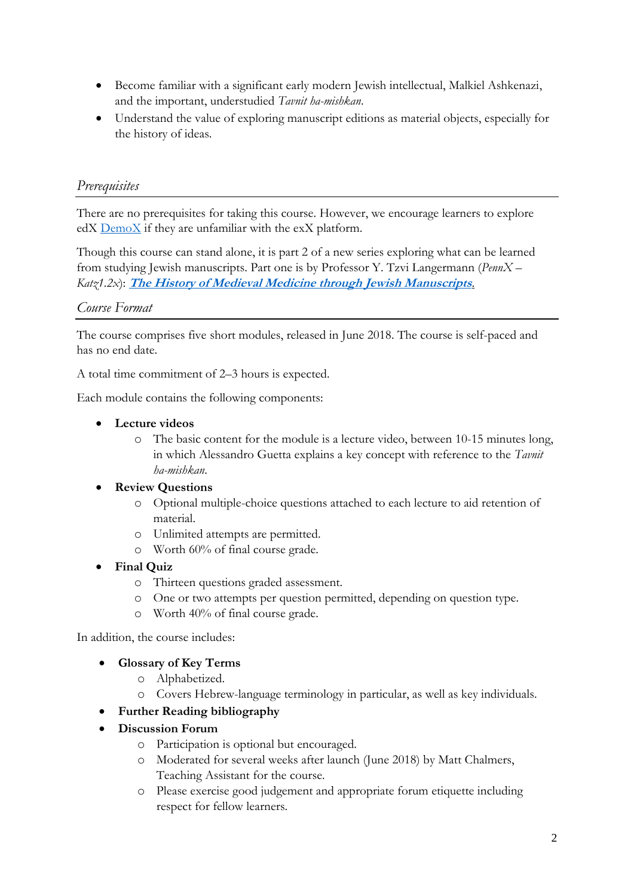- Become familiar with a significant early modern Jewish intellectual, Malkiel Ashkenazi, and the important, understudied *Tavnit ha-mishkan*.
- Understand the value of exploring manuscript editions as material objects, especially for the history of ideas.

## *Prerequisites*

There are no prerequisites for taking this course. However, we encourage learners to explore edX DemoX if they are unfamiliar with the exX platform.

Though this course can stand alone, it is part 2 of a new series exploring what can be learned from studying Jewish manuscripts. Part one is by Professor Y. Tzvi Langermann (*PennX – Katz1.2x*): ***The History of Medieval Medicine through Jewish Manuscripts***.

## *Course Format*

The course comprises five short modules, released in June 2018. The course is self-paced and has no end date.

A total time commitment of 2–3 hours is expected.

Each module contains the following components:

- **Lecture videos**
  - The basic content for the module is a lecture video, between 10-15 minutes long, in which Alessandro Guetta explains a key concept with reference to the *Tavnit ha-mishkan*.
- **Review Questions**
  - Optional multiple-choice questions attached to each lecture to aid retention of material.
  - Unlimited attempts are permitted.
  - Worth 60% of final course grade.
- **Final Quiz**
  - Thirteen questions graded assessment.
  - One or two attempts per question permitted, depending on question type.
  - Worth 40% of final course grade.

In addition, the course includes:

- **Glossary of Key Terms**
  - Alphabetized.
  - Covers Hebrew-language terminology in particular, as well as key individuals.
- **Further Reading bibliography**
- **Discussion Forum**
  - Participation is optional but encouraged.
  - Moderated for several weeks after launch (June 2018) by Matt Chalmers, Teaching Assistant for the course.
  - Please exercise good judgement and appropriate forum etiquette including respect for fellow learners.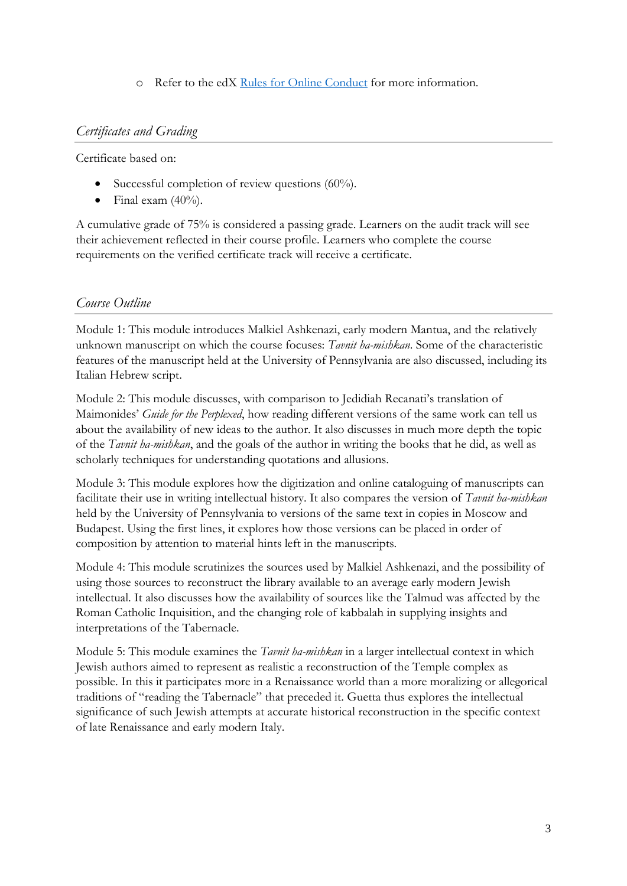- Refer to the edX [Rules for Online Conduct](Rules for Online Conduct) for more information.

### *Certificates and Grading*

Certificate based on:

- Successful completion of review questions (60%).
- Final exam (40%).

A cumulative grade of 75% is considered a passing grade. Learners on the audit track will see their achievement reflected in their course profile. Learners who complete the course requirements on the verified certificate track will receive a certificate.

### *Course Outline*

Module 1: This module introduces Malkiel Ashkenazi, early modern Mantua, and the relatively unknown manuscript on which the course focuses: *Tavnit ha-mishkan*. Some of the characteristic features of the manuscript held at the University of Pennsylvania are also discussed, including its Italian Hebrew script.

Module 2: This module discusses, with comparison to Jedidiah Recanati's translation of Maimonides' *Guide for the Perplexed*, how reading different versions of the same work can tell us about the availability of new ideas to the author. It also discusses in much more depth the topic of the *Tavnit ha-mishkan*, and the goals of the author in writing the books that he did, as well as scholarly techniques for understanding quotations and allusions.

Module 3: This module explores how the digitization and online cataloguing of manuscripts can facilitate their use in writing intellectual history. It also compares the version of *Tavnit ha-mishkan* held by the University of Pennsylvania to versions of the same text in copies in Moscow and Budapest. Using the first lines, it explores how those versions can be placed in order of composition by attention to material hints left in the manuscripts.

Module 4: This module scrutinizes the sources used by Malkiel Ashkenazi, and the possibility of using those sources to reconstruct the library available to an average early modern Jewish intellectual. It also discusses how the availability of sources like the Talmud was affected by the Roman Catholic Inquisition, and the changing role of kabbalah in supplying insights and interpretations of the Tabernacle.

Module 5: This module examines the *Tavnit ha-mishkan* in a larger intellectual context in which Jewish authors aimed to represent as realistic a reconstruction of the Temple complex as possible. In this it participates more in a Renaissance world than a more moralizing or allegorical traditions of "reading the Tabernacle" that preceded it. Guetta thus explores the intellectual significance of such Jewish attempts at accurate historical reconstruction in the specific context of late Renaissance and early modern Italy.